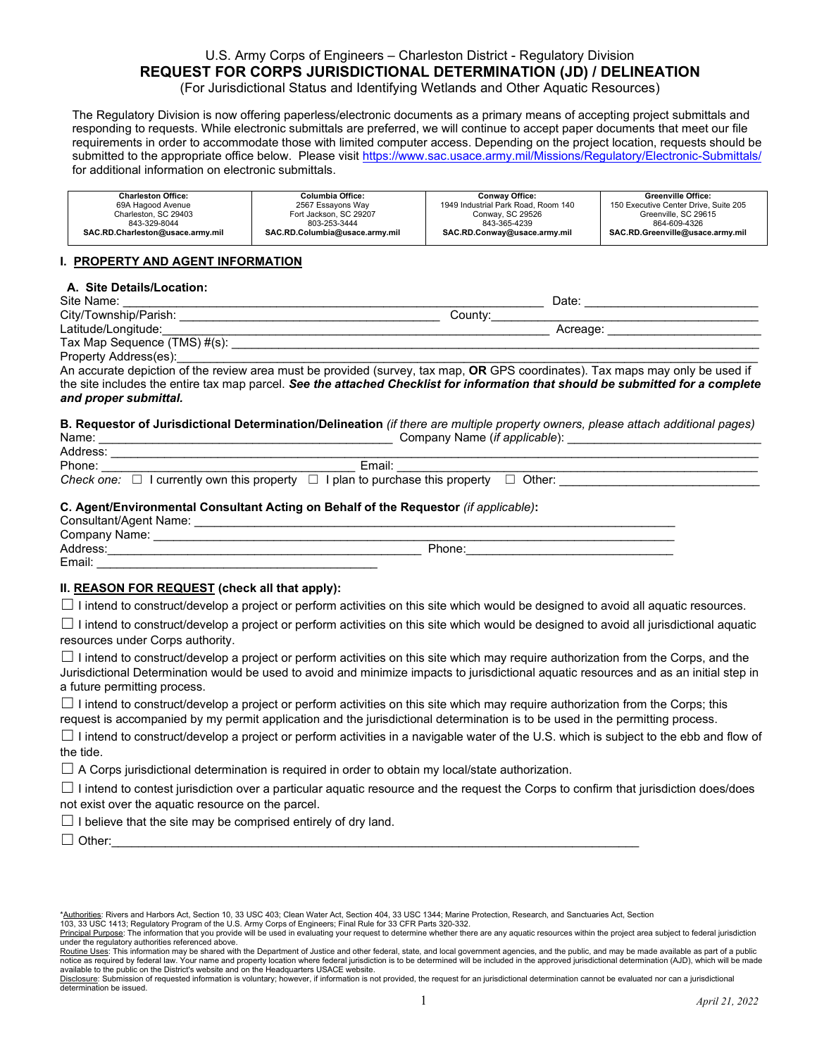U.S. Army Corps of Engineers – Charleston District - Regulatory Division

# REQUEST FOR CORPS JURISDICTIONAL DETERMINATION (JD) / DELINEATION

(For Jurisdictional Status and Identifying Wetlands and Other Aquatic Resources)

The Regulatory Division is now offering paperless/electronic documents as a primary means of accepting project submittals and responding to requests. While electronic submittals are preferred, we will continue to accept paper documents that meet our file requirements in order to accommodate those with limited computer access. Depending on the project location, requests should be submitted to the appropriate office below. Please visit https://www.sac.usace.army.mil/Missions/Regulatory/Electronic-Submittals/ for additional information on electronic submittals.

| Charleston Office: | Columbia Office: | Conway Office: | Greenville Office: |
|---|---|---|---|
| 69A Hagood Avenue<br>Charleston, SC 29403<br>843-329-8044<br>**SAC.RD.Charleston@usace.army.mil** | 2567 Essayons Way<br>Fort Jackson, SC 29207<br>803-253-3444<br>**SAC.RD.Columbia@usace.army.mil** | 1949 Industrial Park Road, Room 140<br>Conway, SC 29526<br>843-365-4239<br>**SAC.RD.Conway@usace.army.mil** | 150 Executive Center Drive, Suite 205<br>Greenville, SC 29615<br>864-609-4326<br>**SAC.RD.Greenville@usace.army.mil** |

## I. PROPERTY AND AGENT INFORMATION

### A. Site Details/Location:

Site Name: ____________________________________________ Date: ____________________

City/Township/Parish: ______________________________ County: ______________________________

Latitude/Longitude: ____________________________________________ Acreage: ____________________

Tax Map Sequence (TMS) #(s): ____________________________________________________________

Property Address(es): ____________________________________________________________

An accurate depiction of the review area must be provided (survey, tax map, **OR** GPS coordinates). Tax maps may only be used if the site includes the entire tax map parcel. ***See the attached Checklist for information that should be submitted for a complete and proper submittal.***

**B. Requestor of Jurisdictional Determination/Delineation** *(if there are multiple property owners, please attach additional pages)*

Name: ______________________________ Company Name (*if applicable*): ______________________________

Address: ____________________________________________________________

Phone: ______________________________ Email: ______________________________

*Check one:* ☐ I currently own this property ☐ I plan to purchase this property ☐ Other: ______________________

**C. Agent/Environmental Consultant Acting on Behalf of the Requestor** *(if applicable)***:**

Consultant/Agent Name: ____________________________________________________________

Company Name: ____________________________________________________________

Address: ______________________________ Phone: ______________________________

Email: ______________________________

## II. REASON FOR REQUEST (check all that apply):

☐ I intend to construct/develop a project or perform activities on this site which would be designed to avoid all aquatic resources.

☐ I intend to construct/develop a project or perform activities on this site which would be designed to avoid all jurisdictional aquatic resources under Corps authority.

☐ I intend to construct/develop a project or perform activities on this site which may require authorization from the Corps, and the Jurisdictional Determination would be used to avoid and minimize impacts to jurisdictional aquatic resources and as an initial step in a future permitting process.

☐ I intend to construct/develop a project or perform activities on this site which may require authorization from the Corps; this request is accompanied by my permit application and the jurisdictional determination is to be used in the permitting process.

☐ I intend to construct/develop a project or perform activities in a navigable water of the U.S. which is subject to the ebb and flow of the tide.

☐ A Corps jurisdictional determination is required in order to obtain my local/state authorization.

☐ I intend to contest jurisdiction over a particular aquatic resource and the request the Corps to confirm that jurisdiction does/does not exist over the aquatic resource on the parcel.

☐ I believe that the site may be comprised entirely of dry land.

☐ Other: ____________________________________________________________

*Authorities: Rivers and Harbors Act, Section 10, 33 USC 403; Clean Water Act, Section 404, 33 USC 1344; Marine Protection, Research, and Sanctuaries Act, Section 103, 33 USC 1413; Regulatory Program of the U.S. Army Corps of Engineers; Final Rule for 33 CFR Parts 320-332.
Principal Purpose: The information that you provide will be used in evaluating your request to determine whether there are any aquatic resources within the project area subject to federal jurisdiction under the regulatory authorities referenced above.
Routine Uses: This information may be shared with the Department of Justice and other federal, state, and local government agencies, and the public, and may be made available as part of a public notice as required by federal law. Your name and property location where federal jurisdiction is to be determined will be included in the approved jurisdictional determination (AJD), which will be made available to the public on the District's website and on the Headquarters USACE website.
Disclosure: Submission of requested information is voluntary; however, if information is not provided, the request for an jurisdictional determination cannot be evaluated nor can a jurisdictional determination be issued.

*April 21, 2022*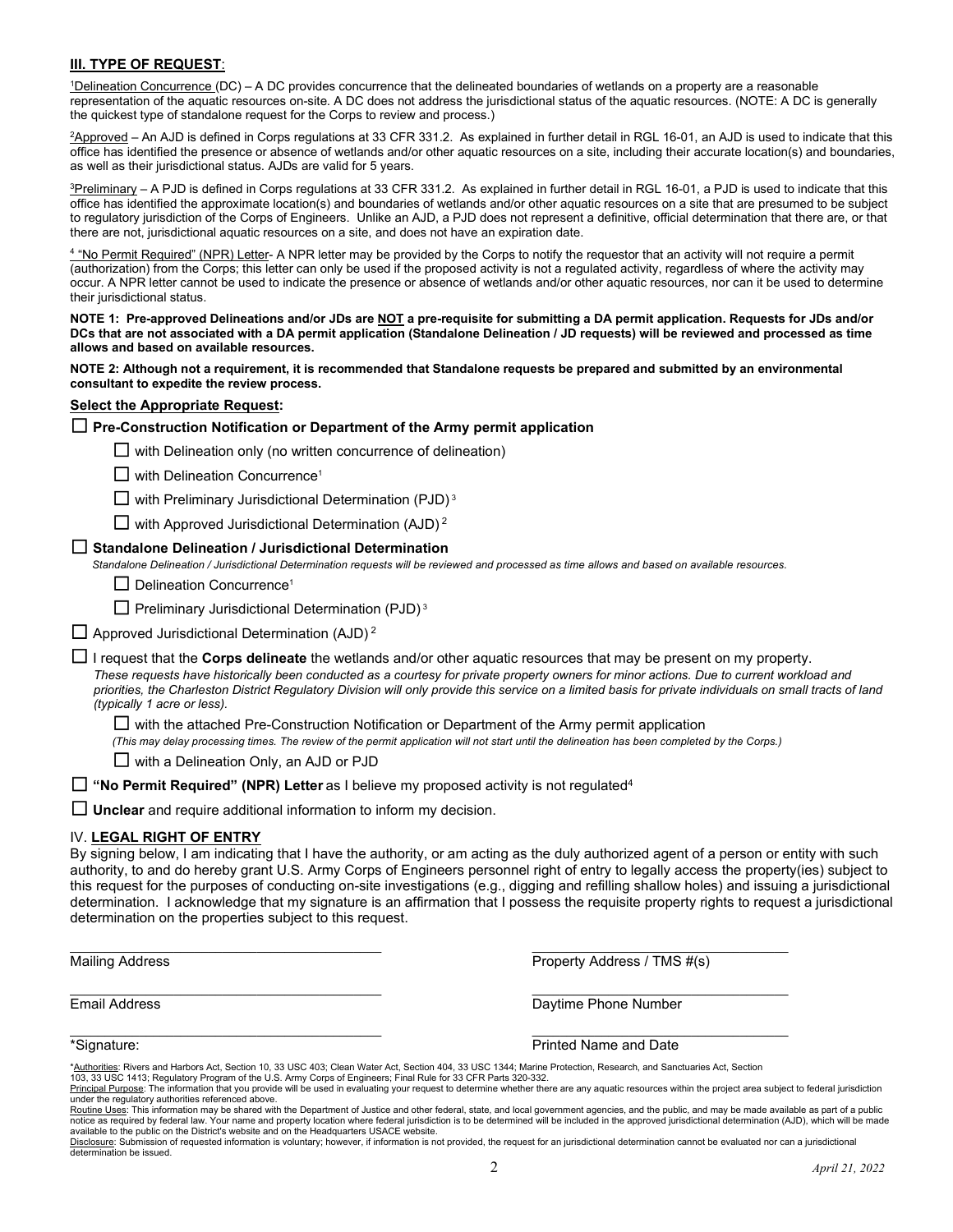## III. TYPE OF REQUEST:

[1]Delineation Concurrence (DC) – A DC provides concurrence that the delineated boundaries of wetlands on a property are a reasonable representation of the aquatic resources on-site. A DC does not address the jurisdictional status of the aquatic resources. (NOTE: A DC is generally the quickest type of standalone request for the Corps to review and process.)

[2]Approved – An AJD is defined in Corps regulations at 33 CFR 331.2. As explained in further detail in RGL 16-01, an AJD is used to indicate that this office has identified the presence or absence of wetlands and/or other aquatic resources on a site, including their accurate location(s) and boundaries, as well as their jurisdictional status. AJDs are valid for 5 years.

[3]Preliminary – A PJD is defined in Corps regulations at 33 CFR 331.2. As explained in further detail in RGL 16-01, a PJD is used to indicate that this office has identified the approximate location(s) and boundaries of wetlands and/or other aquatic resources on a site that are presumed to be subject to regulatory jurisdiction of the Corps of Engineers. Unlike an AJD, a PJD does not represent a definitive, official determination that there are, or that there are not, jurisdictional aquatic resources on a site, and does not have an expiration date.

[4] "No Permit Required" (NPR) Letter- A NPR letter may be provided by the Corps to notify the requestor that an activity will not require a permit (authorization) from the Corps; this letter can only be used if the proposed activity is not a regulated activity, regardless of where the activity may occur. A NPR letter cannot be used to indicate the presence or absence of wetlands and/or other aquatic resources, nor can it be used to determine their jurisdictional status.

**NOTE 1: Pre-approved Delineations and/or JDs are NOT a pre-requisite for submitting a DA permit application. Requests for JDs and/or DCs that are not associated with a DA permit application (Standalone Delineation / JD requests) will be reviewed and processed as time allows and based on available resources.**

**NOTE 2: Although not a requirement, it is recommended that Standalone requests be prepared and submitted by an environmental consultant to expedite the review process.**

**Select the Appropriate Request:**

☐ **Pre-Construction Notification or Department of the Army permit application**

☐ with Delineation only (no written concurrence of delineation)

☐ with Delineation Concurrence[1]

☐ with Preliminary Jurisdictional Determination (PJD)[3]

☐ with Approved Jurisdictional Determination (AJD)[2]

☐ **Standalone Delineation / Jurisdictional Determination**

*Standalone Delineation / Jurisdictional Determination requests will be reviewed and processed as time allows and based on available resources.*

☐ Delineation Concurrence[1]

☐ Preliminary Jurisdictional Determination (PJD)[3]

☐ Approved Jurisdictional Determination (AJD)[2]

☐ I request that the **Corps delineate** the wetlands and/or other aquatic resources that may be present on my property.
*These requests have historically been conducted as a courtesy for private property owners for minor actions. Due to current workload and priorities, the Charleston District Regulatory Division will only provide this service on a limited basis for private individuals on small tracts of land (typically 1 acre or less).*

☐ with the attached Pre-Construction Notification or Department of the Army permit application
*(This may delay processing times. The review of the permit application will not start until the delineation has been completed by the Corps.)*

☐ with a Delineation Only, an AJD or PJD

☐ **"No Permit Required" (NPR) Letter** as I believe my proposed activity is not regulated[4]

☐ **Unclear** and require additional information to inform my decision.

## IV. LEGAL RIGHT OF ENTRY

By signing below, I am indicating that I have the authority, or am acting as the duly authorized agent of a person or entity with such authority, to and do hereby grant U.S. Army Corps of Engineers personnel right of entry to legally access the property(ies) subject to this request for the purposes of conducting on-site investigations (e.g., digging and refilling shallow holes) and issuing a jurisdictional determination. I acknowledge that my signature is an affirmation that I possess the requisite property rights to request a jurisdictional determination on the properties subject to this request.

\_\_\_\_\_\_\_\_\_\_\_\_\_\_\_\_\_\_\_\_\_\_\_\_\_\_\_\_\_\_\_\_\_\_\_\_\_\_ \_\_\_\_\_\_\_\_\_\_\_\_\_\_\_\_\_\_\_\_\_\_\_\_\_\_\_\_\_\_\_\_
Mailing Address | Property Address / TMS #(s)

\_\_\_\_\_\_\_\_\_\_\_\_\_\_\_\_\_\_\_\_\_\_\_\_\_\_\_\_\_\_\_\_\_\_\_\_\_\_ \_\_\_\_\_\_\_\_\_\_\_\_\_\_\_\_\_\_\_\_\_\_\_\_\_\_\_\_\_\_\_\_
Email Address | Daytime Phone Number

\_\_\_\_\_\_\_\_\_\_\_\_\_\_\_\_\_\_\_\_\_\_\_\_\_\_\_\_\_\_\_\_\_\_\_\_\_\_ \_\_\_\_\_\_\_\_\_\_\_\_\_\_\_\_\_\_\_\_\_\_\_\_\_\_\_\_\_\_\_\_
*Signature: | Printed Name and Date

*Authorities: Rivers and Harbors Act, Section 10, 33 USC 403; Clean Water Act, Section 404, 33 USC 1344; Marine Protection, Research, and Sanctuaries Act, Section 103, 33 USC 1413; Regulatory Program of the U.S. Army Corps of Engineers; Final Rule for 33 CFR Parts 320-332.
Principal Purpose: The information that you provide will be used in evaluating your request to determine whether there are any aquatic resources within the project area subject to federal jurisdiction under the regulatory authorities referenced above.
Routine Uses: This information may be shared with the Department of Justice and other federal, state, and local government agencies, and the public, and may be made available as part of a public notice as required by federal law. Your name and property location where federal jurisdiction is to be determined will be included in the approved jurisdictional determination (AJD), which will be made available to the public on the District's website and on the Headquarters USACE website.
Disclosure: Submission of requested information is voluntary; however, if information is not provided, the request for an jurisdictional determination cannot be evaluated nor can a jurisdictional determination be issued.

*April 21, 2022*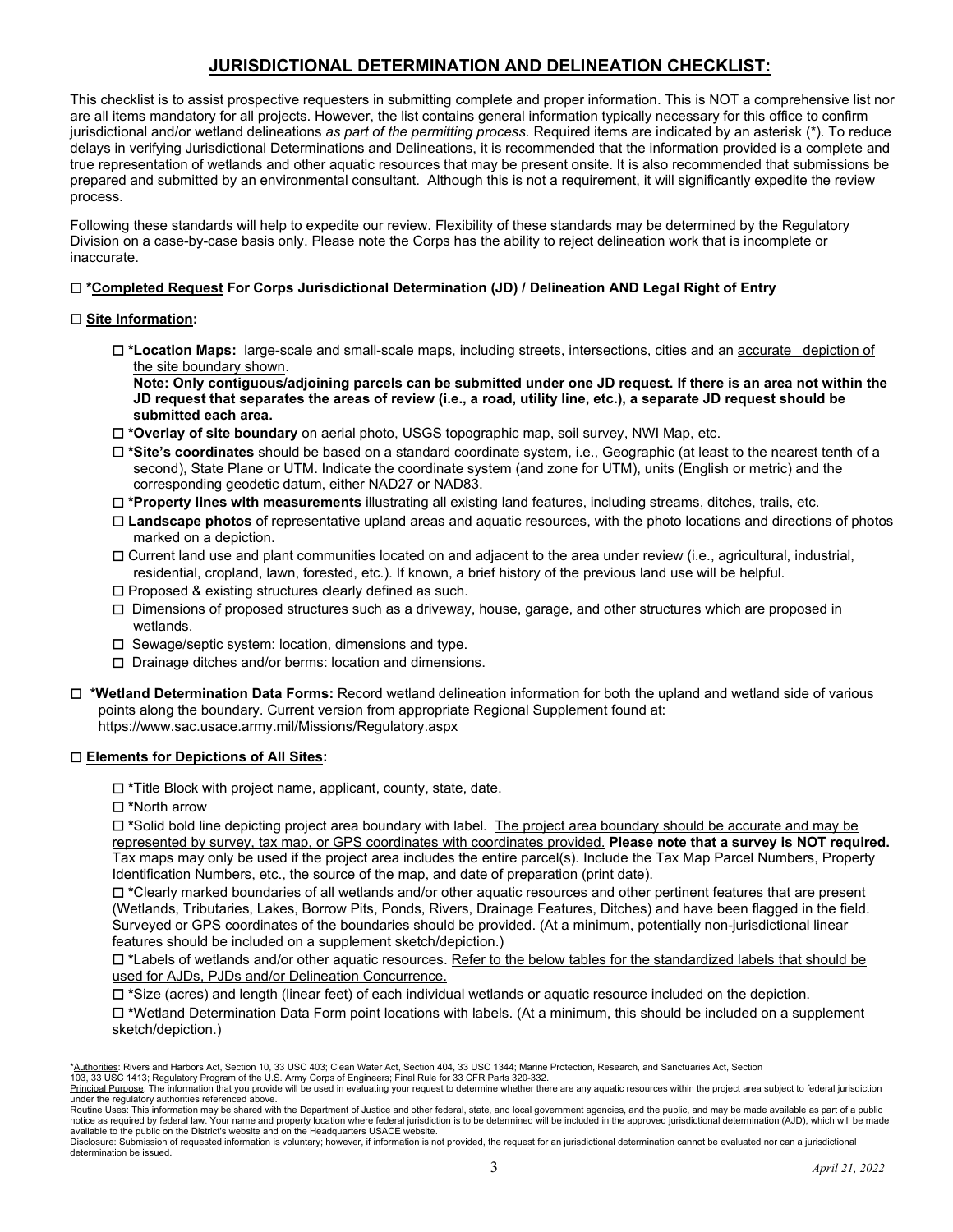# JURISDICTIONAL DETERMINATION AND DELINEATION CHECKLIST:

This checklist is to assist prospective requesters in submitting complete and proper information. This is NOT a comprehensive list nor are all items mandatory for all projects. However, the list contains general information typically necessary for this office to confirm jurisdictional and/or wetland delineations *as part of the permitting process*. Required items are indicated by an asterisk (*). To reduce delays in verifying Jurisdictional Determinations and Delineations, it is recommended that the information provided is a complete and true representation of wetlands and other aquatic resources that may be present onsite. It is also recommended that submissions be prepared and submitted by an environmental consultant. Although this is not a requirement, it will significantly expedite the review process.

Following these standards will help to expedite our review. Flexibility of these standards may be determined by the Regulatory Division on a case-by-case basis only. Please note the Corps has the ability to reject delineation work that is incomplete or inaccurate.

☐ **\*<u>Completed Request</u> For Corps Jurisdictional Determination (JD) / Delineation AND Legal Right of Entry**

☐ **<u>Site Information</u>:**

- ☐ **\*Location Maps:** large-scale and small-scale maps, including streets, intersections, cities and an <u>accurate depiction of the site boundary shown</u>.
  **Note: Only contiguous/adjoining parcels can be submitted under one JD request. If there is an area not within the JD request that separates the areas of review (i.e., a road, utility line, etc.), a separate JD request should be submitted each area.**
- ☐ **\*Overlay of site boundary** on aerial photo, USGS topographic map, soil survey, NWI Map, etc.
- ☐ **\*Site's coordinates** should be based on a standard coordinate system, i.e., Geographic (at least to the nearest tenth of a second), State Plane or UTM. Indicate the coordinate system (and zone for UTM), units (English or metric) and the corresponding geodetic datum, either NAD27 or NAD83.
- ☐ **\*Property lines with measurements** illustrating all existing land features, including streams, ditches, trails, etc.
- ☐ **Landscape photos** of representative upland areas and aquatic resources, with the photo locations and directions of photos marked on a depiction.
- ☐ Current land use and plant communities located on and adjacent to the area under review (i.e., agricultural, industrial, residential, cropland, lawn, forested, etc.). If known, a brief history of the previous land use will be helpful.
- ☐ Proposed & existing structures clearly defined as such.
- ☐ Dimensions of proposed structures such as a driveway, house, garage, and other structures which are proposed in wetlands.
- ☐ Sewage/septic system: location, dimensions and type.
- ☐ Drainage ditches and/or berms: location and dimensions.

☐ **\*<u>Wetland Determination Data Forms</u>:** Record wetland delineation information for both the upland and wetland side of various points along the boundary. Current version from appropriate Regional Supplement found at: https://www.sac.usace.army.mil/Missions/Regulatory.aspx

☐ **<u>Elements for Depictions of All Sites</u>:**

- ☐ **\***Title Block with project name, applicant, county, state, date.
- ☐ **\***North arrow
- ☐ **\***Solid bold line depicting project area boundary with label. <u>The project area boundary should be accurate and may be represented by survey, tax map, or GPS coordinates with coordinates provided.</u> **Please note that a survey is NOT required.** Tax maps may only be used if the project area includes the entire parcel(s). Include the Tax Map Parcel Numbers, Property Identification Numbers, etc., the source of the map, and date of preparation (print date).
- ☐ **\***Clearly marked boundaries of all wetlands and/or other aquatic resources and other pertinent features that are present (Wetlands, Tributaries, Lakes, Borrow Pits, Ponds, Rivers, Drainage Features, Ditches) and have been flagged in the field. Surveyed or GPS coordinates of the boundaries should be provided. (At a minimum, potentially non-jurisdictional linear features should be included on a supplement sketch/depiction.)
- ☐ **\***Labels of wetlands and/or other aquatic resources. <u>Refer to the below tables for the standardized labels that should be used for AJDs, PJDs and/or Delineation Concurrence.</u>
- ☐ **\***Size (acres) and length (linear feet) of each individual wetlands or aquatic resource included on the depiction.
- ☐ **\***Wetland Determination Data Form point locations with labels. (At a minimum, this should be included on a supplement sketch/depiction.)

\*<u>Authorities</u>: Rivers and Harbors Act, Section 10, 33 USC 403; Clean Water Act, Section 404, 33 USC 1344; Marine Protection, Research, and Sanctuaries Act, Section 103, 33 USC 1413; Regulatory Program of the U.S. Army Corps of Engineers; Final Rule for 33 CFR Parts 320-332.
<u>Principal Purpose</u>: The information that you provide will be used in evaluating your request to determine whether there are any aquatic resources within the project area subject to federal jurisdiction under the regulatory authorities referenced above.
<u>Routine Uses</u>: This information may be shared with the Department of Justice and other federal, state, and local government agencies, and the public, and may be made available as part of a public notice as required by federal law. Your name and property location where federal jurisdiction is to be determined will be included in the approved jurisdictional determination (AJD), which will be made available to the public on the District's website and on the Headquarters USACE website.
<u>Disclosure</u>: Submission of requested information is voluntary; however, if information is not provided, the request for an jurisdictional determination cannot be evaluated nor can a jurisdictional determination be issued.

*April 21, 2022*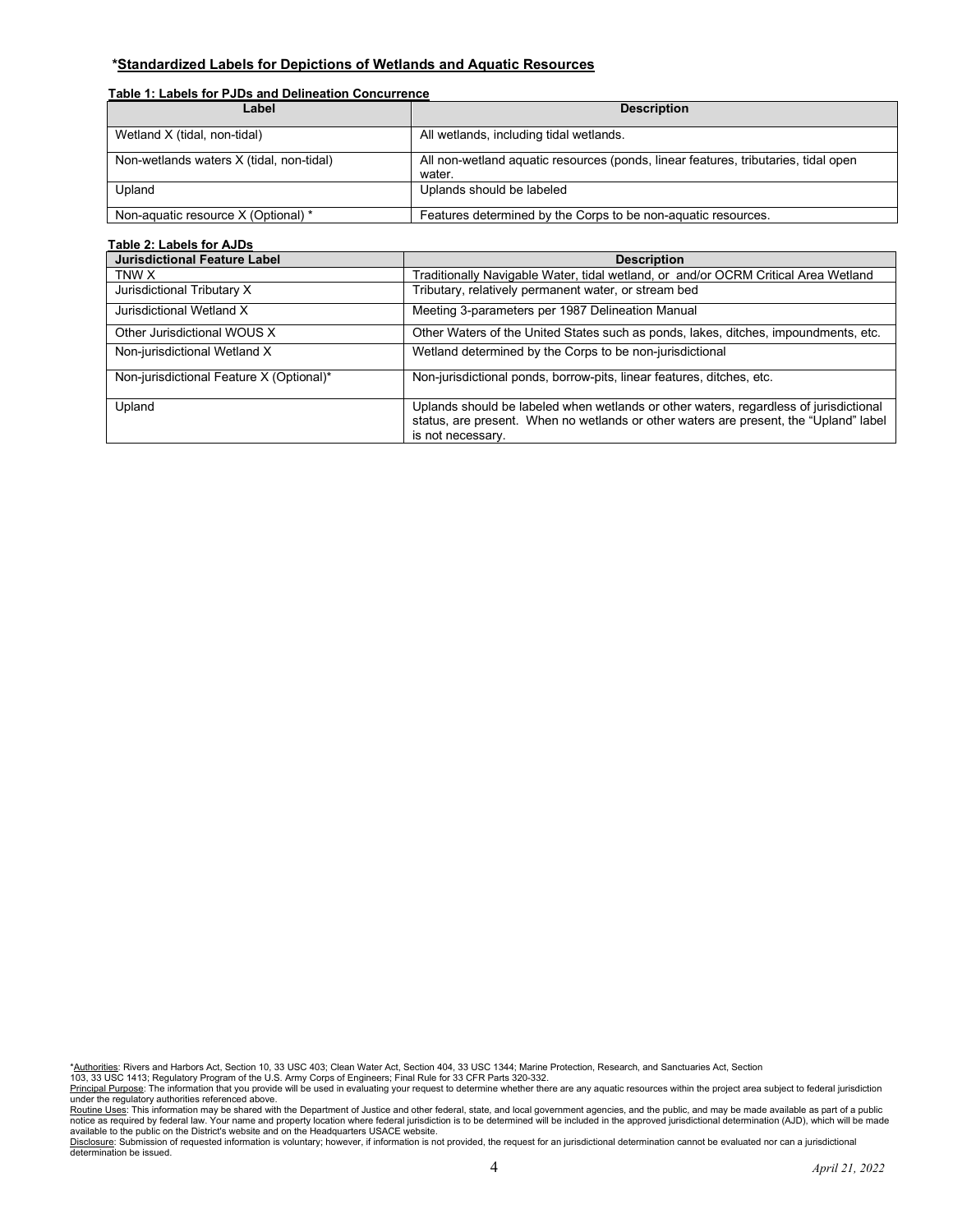## *Standardized Labels for Depictions of Wetlands and Aquatic Resources

**Table 1: Labels for PJDs and Delineation Concurrence**

| Label | Description |
|---|---|
| Wetland X (tidal, non-tidal) | All wetlands, including tidal wetlands. |
| Non-wetlands waters X (tidal, non-tidal) | All non-wetland aquatic resources (ponds, linear features, tributaries, tidal open water. |
| Upland | Uplands should be labeled |
| Non-aquatic resource X (Optional) * | Features determined by the Corps to be non-aquatic resources. |

**Table 2: Labels for AJDs**

| Jurisdictional Feature Label | Description |
|---|---|
| TNW X | Traditionally Navigable Water, tidal wetland, or and/or OCRM Critical Area Wetland |
| Jurisdictional Tributary X | Tributary, relatively permanent water, or stream bed |
| Jurisdictional Wetland X | Meeting 3-parameters per 1987 Delineation Manual |
| Other Jurisdictional WOUS X | Other Waters of the United States such as ponds, lakes, ditches, impoundments, etc. |
| Non-jurisdictional Wetland X | Wetland determined by the Corps to be non-jurisdictional |
| Non-jurisdictional Feature X (Optional)* | Non-jurisdictional ponds, borrow-pits, linear features, ditches, etc. |
| Upland | Uplands should be labeled when wetlands or other waters, regardless of jurisdictional status, are present. When no wetlands or other waters are present, the "Upland" label is not necessary. |

*Authorities: Rivers and Harbors Act, Section 10, 33 USC 403; Clean Water Act, Section 404, 33 USC 1344; Marine Protection, Research, and Sanctuaries Act, Section 103, 33 USC 1413; Regulatory Program of the U.S. Army Corps of Engineers; Final Rule for 33 CFR Parts 320-332.
Principal Purpose: The information that you provide will be used in evaluating your request to determine whether there are any aquatic resources within the project area subject to federal jurisdiction under the regulatory authorities referenced above.
Routine Uses: This information may be shared with the Department of Justice and other federal, state, and local government agencies, and the public, and may be made available as part of a public notice as required by federal law. Your name and property location where federal jurisdiction is to be determined will be included in the approved jurisdictional determination (AJD), which will be made available to the public on the District's website and on the Headquarters USACE website.
Disclosure: Submission of requested information is voluntary; however, if information is not provided, the request for an jurisdictional determination cannot be evaluated nor can a jurisdictional determination be issued.

*April 21, 2022*